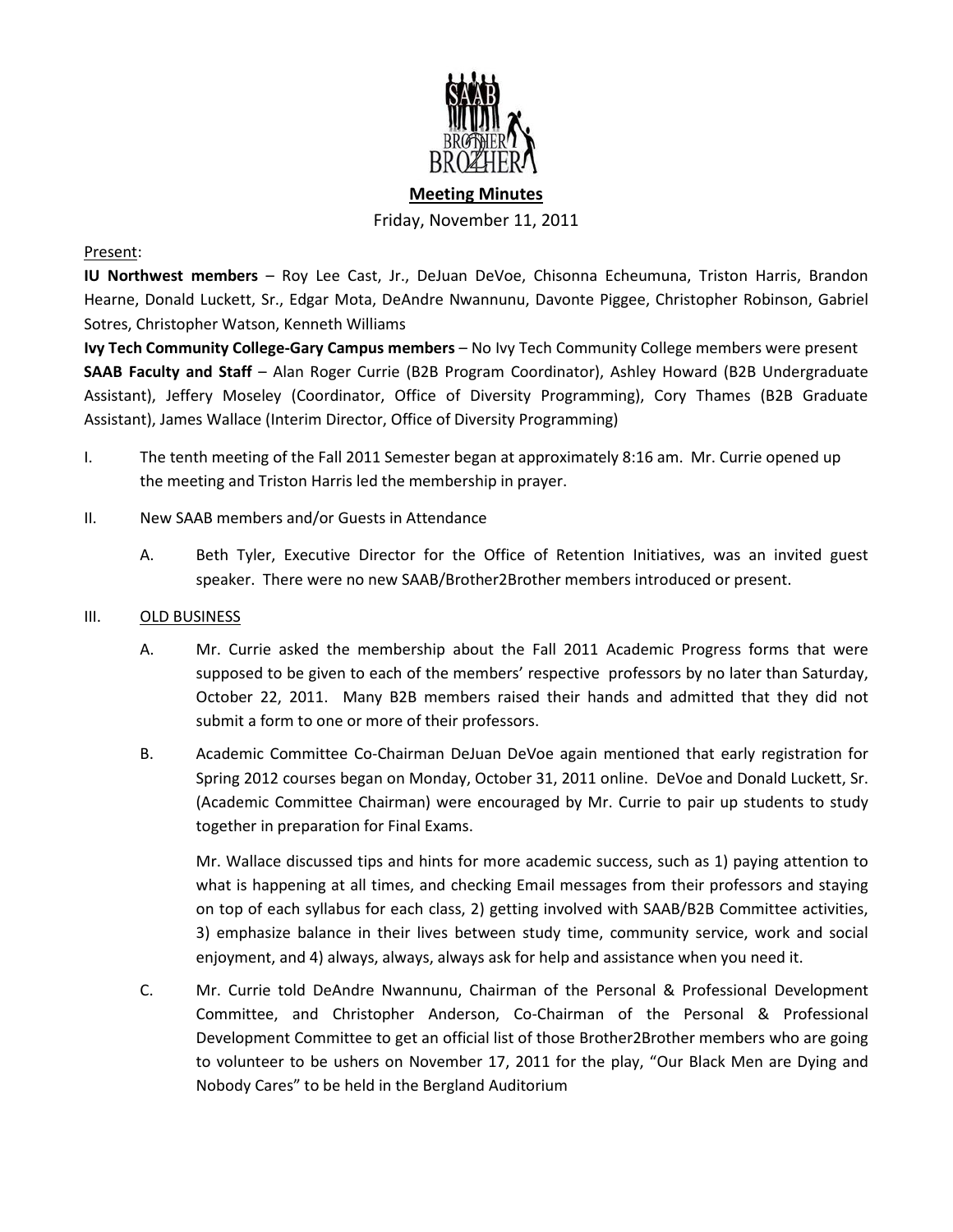**Meeting Minutes**

Friday, November 11, 2011

Present:

**IU Northwest members** – Roy Lee Cast, Jr., DeJuan DeVoe, Chisonna Echeumuna, Triston Harris, Brandon Hearne, Donald Luckett, Sr., Edgar Mota, DeAndre Nwannunu, Davonte Piggee, Christopher Robinson, Gabriel Sotres, Christopher Watson, Kenneth Williams

**Ivy Tech Community College-Gary Campus members** – No Ivy Tech Community College members were present

**SAAB Faculty and Staff** – Alan Roger Currie (B2B Program Coordinator), Ashley Howard (B2B Undergraduate Assistant), Jeffery Moseley (Coordinator, Office of Diversity Programming), Cory Thames (B2B Graduate Assistant), James Wallace (Interim Director, Office of Diversity Programming)

I. The tenth meeting of the Fall 2011 Semester began at approximately 8:16 am. Mr. Currie opened up the meeting and Triston Harris led the membership in prayer.

II. New SAAB members and/or Guests in Attendance

   A. Beth Tyler, Executive Director for the Office of Retention Initiatives, was an invited guest speaker. There were no new SAAB/Brother2Brother members introduced or present.

III. OLD BUSINESS

   A. Mr. Currie asked the membership about the Fall 2011 Academic Progress forms that were supposed to be given to each of the members' respective professors by no later than Saturday, October 22, 2011. Many B2B members raised their hands and admitted that they did not submit a form to one or more of their professors.

   B. Academic Committee Co-Chairman DeJuan DeVoe again mentioned that early registration for Spring 2012 courses began on Monday, October 31, 2011 online. DeVoe and Donald Luckett, Sr. (Academic Committee Chairman) were encouraged by Mr. Currie to pair up students to study together in preparation for Final Exams.

   Mr. Wallace discussed tips and hints for more academic success, such as 1) paying attention to what is happening at all times, and checking Email messages from their professors and staying on top of each syllabus for each class, 2) getting involved with SAAB/B2B Committee activities, 3) emphasize balance in their lives between study time, community service, work and social enjoyment, and 4) always, always, always ask for help and assistance when you need it.

   C. Mr. Currie told DeAndre Nwannunu, Chairman of the Personal & Professional Development Committee, and Christopher Anderson, Co-Chairman of the Personal & Professional Development Committee to get an official list of those Brother2Brother members who are going to volunteer to be ushers on November 17, 2011 for the play, "Our Black Men are Dying and Nobody Cares" to be held in the Bergland Auditorium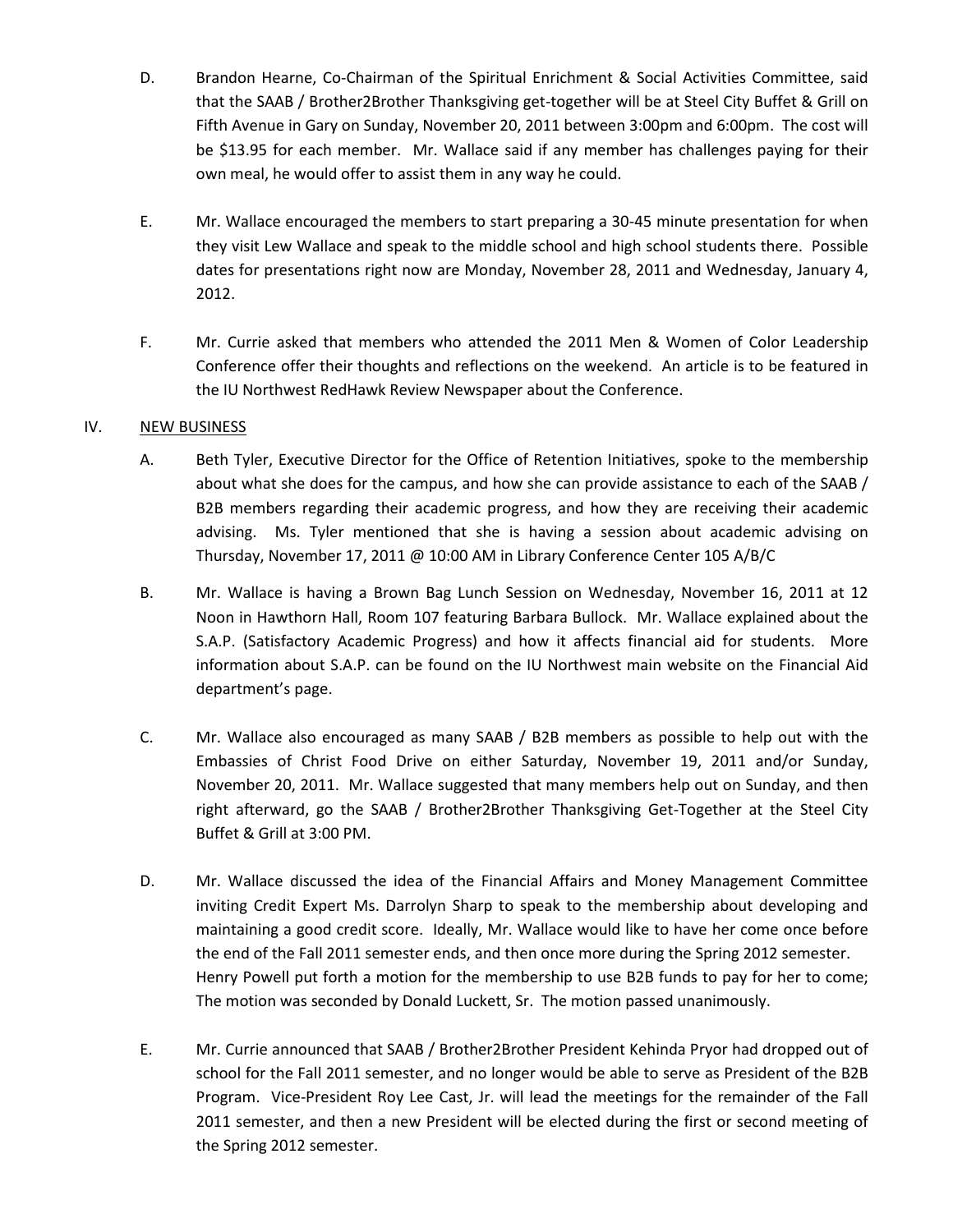D. Brandon Hearne, Co-Chairman of the Spiritual Enrichment & Social Activities Committee, said that the SAAB / Brother2Brother Thanksgiving get-together will be at Steel City Buffet & Grill on Fifth Avenue in Gary on Sunday, November 20, 2011 between 3:00pm and 6:00pm. The cost will be $13.95 for each member. Mr. Wallace said if any member has challenges paying for their own meal, he would offer to assist them in any way he could.

E. Mr. Wallace encouraged the members to start preparing a 30-45 minute presentation for when they visit Lew Wallace and speak to the middle school and high school students there. Possible dates for presentations right now are Monday, November 28, 2011 and Wednesday, January 4, 2012.

F. Mr. Currie asked that members who attended the 2011 Men & Women of Color Leadership Conference offer their thoughts and reflections on the weekend. An article is to be featured in the IU Northwest RedHawk Review Newspaper about the Conference.

IV. <u>NEW BUSINESS</u>

A. Beth Tyler, Executive Director for the Office of Retention Initiatives, spoke to the membership about what she does for the campus, and how she can provide assistance to each of the SAAB / B2B members regarding their academic progress, and how they are receiving their academic advising. Ms. Tyler mentioned that she is having a session about academic advising on Thursday, November 17, 2011 @ 10:00 AM in Library Conference Center 105 A/B/C

B. Mr. Wallace is having a Brown Bag Lunch Session on Wednesday, November 16, 2011 at 12 Noon in Hawthorn Hall, Room 107 featuring Barbara Bullock. Mr. Wallace explained about the S.A.P. (Satisfactory Academic Progress) and how it affects financial aid for students. More information about S.A.P. can be found on the IU Northwest main website on the Financial Aid department's page.

C. Mr. Wallace also encouraged as many SAAB / B2B members as possible to help out with the Embassies of Christ Food Drive on either Saturday, November 19, 2011 and/or Sunday, November 20, 2011. Mr. Wallace suggested that many members help out on Sunday, and then right afterward, go the SAAB / Brother2Brother Thanksgiving Get-Together at the Steel City Buffet & Grill at 3:00 PM.

D. Mr. Wallace discussed the idea of the Financial Affairs and Money Management Committee inviting Credit Expert Ms. Darrolyn Sharp to speak to the membership about developing and maintaining a good credit score. Ideally, Mr. Wallace would like to have her come once before the end of the Fall 2011 semester ends, and then once more during the Spring 2012 semester. Henry Powell put forth a motion for the membership to use B2B funds to pay for her to come; The motion was seconded by Donald Luckett, Sr. The motion passed unanimously.

E. Mr. Currie announced that SAAB / Brother2Brother President Kehinda Pryor had dropped out of school for the Fall 2011 semester, and no longer would be able to serve as President of the B2B Program. Vice-President Roy Lee Cast, Jr. will lead the meetings for the remainder of the Fall 2011 semester, and then a new President will be elected during the first or second meeting of the Spring 2012 semester.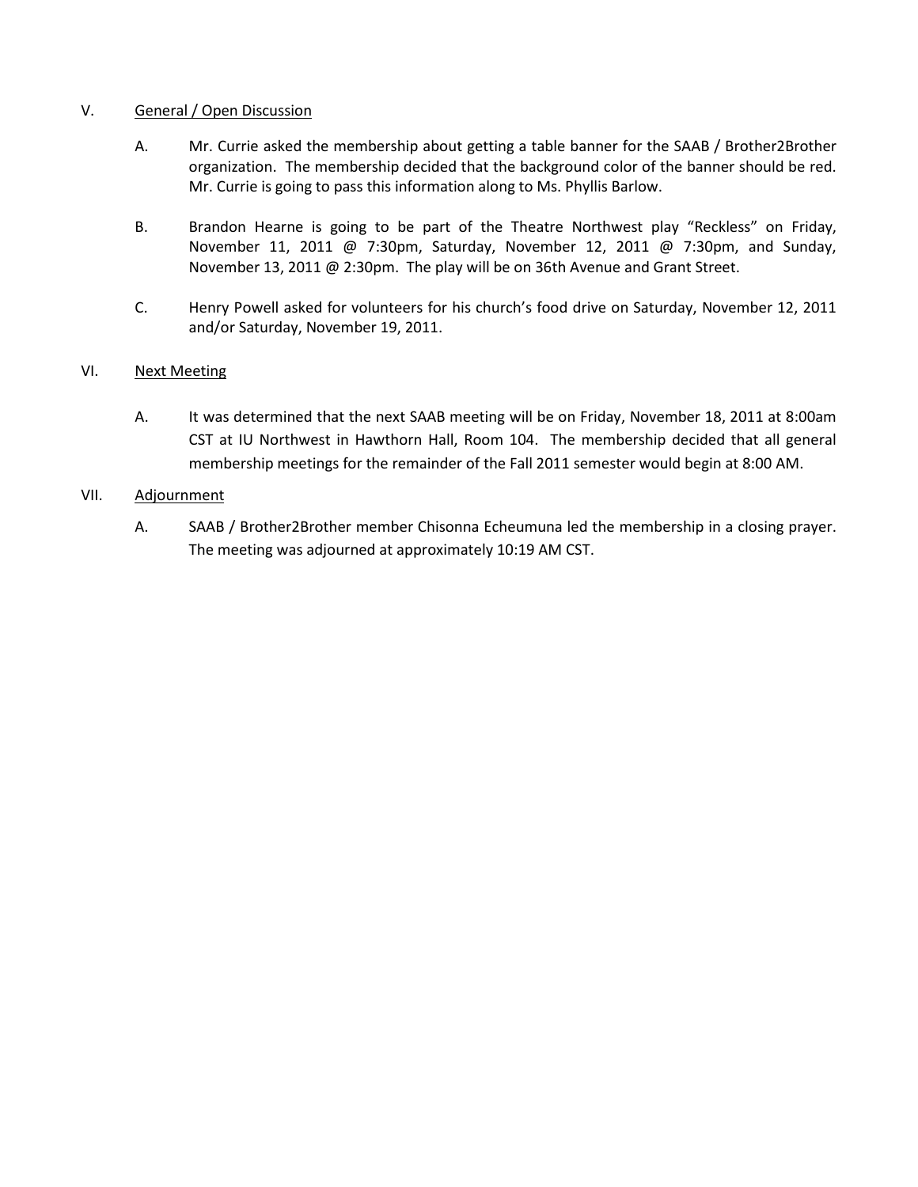## V. <u>General / Open Discussion</u>

A. Mr. Currie asked the membership about getting a table banner for the SAAB / Brother2Brother organization. The membership decided that the background color of the banner should be red. Mr. Currie is going to pass this information along to Ms. Phyllis Barlow.

B. Brandon Hearne is going to be part of the Theatre Northwest play "Reckless" on Friday, November 11, 2011 @ 7:30pm, Saturday, November 12, 2011 @ 7:30pm, and Sunday, November 13, 2011 @ 2:30pm. The play will be on 36th Avenue and Grant Street.

C. Henry Powell asked for volunteers for his church's food drive on Saturday, November 12, 2011 and/or Saturday, November 19, 2011.

## VI. <u>Next Meeting</u>

A. It was determined that the next SAAB meeting will be on Friday, November 18, 2011 at 8:00am CST at IU Northwest in Hawthorn Hall, Room 104. The membership decided that all general membership meetings for the remainder of the Fall 2011 semester would begin at 8:00 AM.

## VII. <u>Adjournment</u>

A. SAAB / Brother2Brother member Chisonna Echeumuna led the membership in a closing prayer. The meeting was adjourned at approximately 10:19 AM CST.